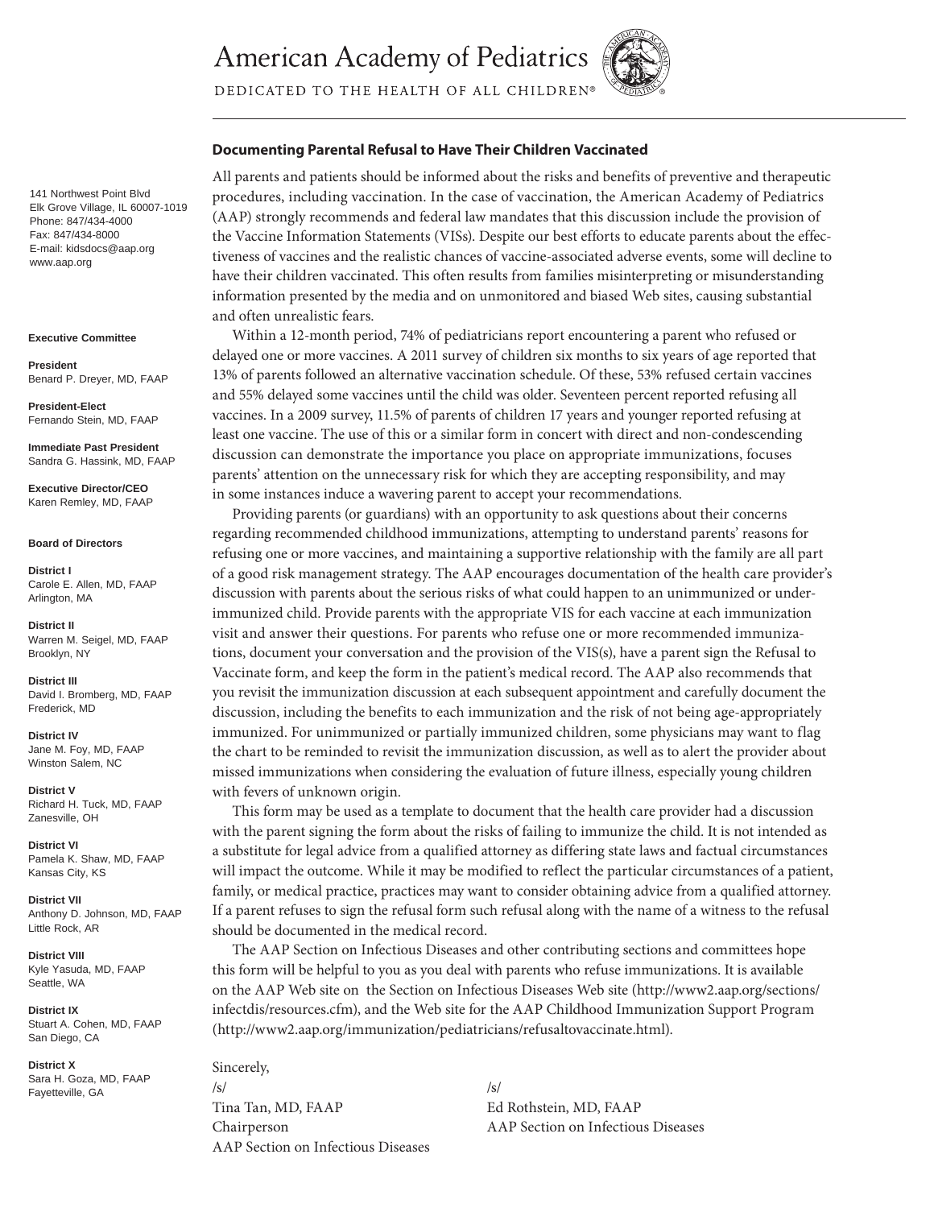# American Academy of Pediatrics

DEDICATED TO THE HEALTH OF ALL CHILDREN®

141 Northwest Point Blvd
Elk Grove Village, IL 60007-1019
Phone: 847/434-4000
Fax: 847/434-8000
E-mail: kidsdocs@aap.org
www.aap.org

**Executive Committee**

**President**
Benard P. Dreyer, MD, FAAP

**President-Elect**
Fernando Stein, MD, FAAP

**Immediate Past President**
Sandra G. Hassink, MD, FAAP

**Executive Director/CEO**
Karen Remley, MD, FAAP

**Board of Directors**

**District I**
Carole E. Allen, MD, FAAP
Arlington, MA

**District II**
Warren M. Seigel, MD, FAAP
Brooklyn, NY

**District III**
David I. Bromberg, MD, FAAP
Frederick, MD

**District IV**
Jane M. Foy, MD, FAAP
Winston Salem, NC

**District V**
Richard H. Tuck, MD, FAAP
Zanesville, OH

**District VI**
Pamela K. Shaw, MD, FAAP
Kansas City, KS

**District VII**
Anthony D. Johnson, MD, FAAP
Little Rock, AR

**District VIII**
Kyle Yasuda, MD, FAAP
Seattle, WA

**District IX**
Stuart A. Cohen, MD, FAAP
San Diego, CA

**District X**
Sara H. Goza, MD, FAAP
Fayetteville, GA

## Documenting Parental Refusal to Have Their Children Vaccinated

All parents and patients should be informed about the risks and benefits of preventive and therapeutic procedures, including vaccination. In the case of vaccination, the American Academy of Pediatrics (AAP) strongly recommends and federal law mandates that this discussion include the provision of the Vaccine Information Statements (VISs). Despite our best efforts to educate parents about the effectiveness of vaccines and the realistic chances of vaccine-associated adverse events, some will decline to have their children vaccinated. This often results from families misinterpreting or misunderstanding information presented by the media and on unmonitored and biased Web sites, causing substantial and often unrealistic fears.

Within a 12-month period, 74% of pediatricians report encountering a parent who refused or delayed one or more vaccines. A 2011 survey of children six months to six years of age reported that 13% of parents followed an alternative vaccination schedule. Of these, 53% refused certain vaccines and 55% delayed some vaccines until the child was older. Seventeen percent reported refusing all vaccines. In a 2009 survey, 11.5% of parents of children 17 years and younger reported refusing at least one vaccine. The use of this or a similar form in concert with direct and non-condescending discussion can demonstrate the importance you place on appropriate immunizations, focuses parents' attention on the unnecessary risk for which they are accepting responsibility, and may in some instances induce a wavering parent to accept your recommendations.

Providing parents (or guardians) with an opportunity to ask questions about their concerns regarding recommended childhood immunizations, attempting to understand parents' reasons for refusing one or more vaccines, and maintaining a supportive relationship with the family are all part of a good risk management strategy. The AAP encourages documentation of the health care provider's discussion with parents about the serious risks of what could happen to an unimmunized or underimmunized child. Provide parents with the appropriate VIS for each vaccine at each immunization visit and answer their questions. For parents who refuse one or more recommended immunizations, document your conversation and the provision of the VIS(s), have a parent sign the Refusal to Vaccinate form, and keep the form in the patient's medical record. The AAP also recommends that you revisit the immunization discussion at each subsequent appointment and carefully document the discussion, including the benefits to each immunization and the risk of not being age-appropriately immunized. For unimmunized or partially immunized children, some physicians may want to flag the chart to be reminded to revisit the immunization discussion, as well as to alert the provider about missed immunizations when considering the evaluation of future illness, especially young children with fevers of unknown origin.

This form may be used as a template to document that the health care provider had a discussion with the parent signing the form about the risks of failing to immunize the child. It is not intended as a substitute for legal advice from a qualified attorney as differing state laws and factual circumstances will impact the outcome. While it may be modified to reflect the particular circumstances of a patient, family, or medical practice, practices may want to consider obtaining advice from a qualified attorney. If a parent refuses to sign the refusal form such refusal along with the name of a witness to the refusal should be documented in the medical record.

The AAP Section on Infectious Diseases and other contributing sections and committees hope this form will be helpful to you as you deal with parents who refuse immunizations. It is available on the AAP Web site on the Section on Infectious Diseases Web site (http://www2.aap.org/sections/infectdis/resources.cfm), and the Web site for the AAP Childhood Immunization Support Program (http://www2.aap.org/immunization/pediatricians/refusaltovaccinate.html).

Sincerely,

/s/
Tina Tan, MD, FAAP
Chairperson
AAP Section on Infectious Diseases

/s/
Ed Rothstein, MD, FAAP
AAP Section on Infectious Diseases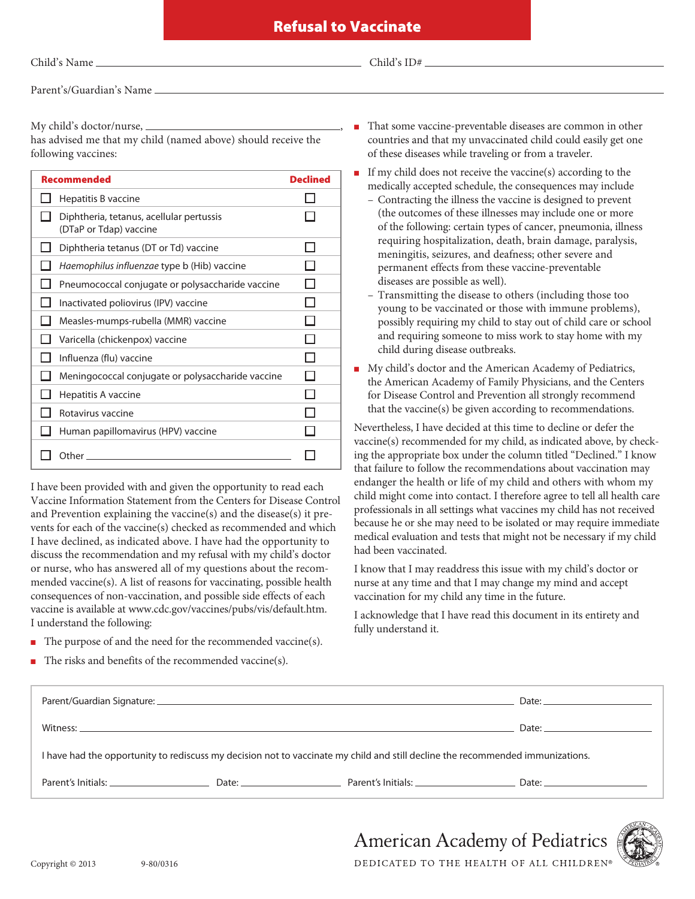# Refusal to Vaccinate

Child's Name ______________________ Child's ID# ______________________

Parent's/Guardian's Name ______________________________________________

My child's doctor/nurse, ______________________, has advised me that my child (named above) should receive the following vaccines:

| Recommended | Declined |
|---|---|
| ☐ Hepatitis B vaccine | ☐ |
| ☐ Diphtheria, tetanus, acellular pertussis (DTaP or Tdap) vaccine | ☐ |
| ☐ Diphtheria tetanus (DT or Td) vaccine | ☐ |
| ☐ *Haemophilus influenzae* type b (Hib) vaccine | ☐ |
| ☐ Pneumococcal conjugate or polysaccharide vaccine | ☐ |
| ☐ Inactivated poliovirus (IPV) vaccine | ☐ |
| ☐ Measles-mumps-rubella (MMR) vaccine | ☐ |
| ☐ Varicella (chickenpox) vaccine | ☐ |
| ☐ Influenza (flu) vaccine | ☐ |
| ☐ Meningococcal conjugate or polysaccharide vaccine | ☐ |
| ☐ Hepatitis A vaccine | ☐ |
| ☐ Rotavirus vaccine | ☐ |
| ☐ Human papillomavirus (HPV) vaccine | ☐ |
| ☐ Other ______________________ | ☐ |

I have been provided with and given the opportunity to read each Vaccine Information Statement from the Centers for Disease Control and Prevention explaining the vaccine(s) and the disease(s) it prevents for each of the vaccine(s) checked as recommended and which I have declined, as indicated above. I have had the opportunity to discuss the recommendation and my refusal with my child's doctor or nurse, who has answered all of my questions about the recommended vaccine(s). A list of reasons for vaccinating, possible health consequences of non-vaccination, and possible side effects of each vaccine is available at www.cdc.gov/vaccines/pubs/vis/default.htm. I understand the following:

- The purpose of and the need for the recommended vaccine(s).
- The risks and benefits of the recommended vaccine(s).
- That some vaccine-preventable diseases are common in other countries and that my unvaccinated child could easily get one of these diseases while traveling or from a traveler.
- If my child does not receive the vaccine(s) according to the medically accepted schedule, the consequences may include
  - Contracting the illness the vaccine is designed to prevent (the outcomes of these illnesses may include one or more of the following: certain types of cancer, pneumonia, illness requiring hospitalization, death, brain damage, paralysis, meningitis, seizures, and deafness; other severe and permanent effects from these vaccine-preventable diseases are possible as well).
  - Transmitting the disease to others (including those too young to be vaccinated or those with immune problems), possibly requiring my child to stay out of child care or school and requiring someone to miss work to stay home with my child during disease outbreaks.
- My child's doctor and the American Academy of Pediatrics, the American Academy of Family Physicians, and the Centers for Disease Control and Prevention all strongly recommend that the vaccine(s) be given according to recommendations.

Nevertheless, I have decided at this time to decline or defer the vaccine(s) recommended for my child, as indicated above, by checking the appropriate box under the column titled "Declined." I know that failure to follow the recommendations about vaccination may endanger the health or life of my child and others with whom my child might come into contact. I therefore agree to tell all health care professionals in all settings what vaccines my child has not received because he or she may need to be isolated or may require immediate medical evaluation and tests that might not be necessary if my child had been vaccinated.

I know that I may readdress this issue with my child's doctor or nurse at any time and that I may change my mind and accept vaccination for my child any time in the future.

I acknowledge that I have read this document in its entirety and fully understand it.

Parent/Guardian Signature: ______________________ Date: ____________

Witness: ______________________ Date: ____________

I have had the opportunity to rediscuss my decision not to vaccinate my child and still decline the recommended immunizations.

Parent's Initials: ____________ Date: ____________ Parent's Initials: ____________ Date: ____________

Copyright © 2013 9-80/0316

American Academy of Pediatrics
DEDICATED TO THE HEALTH OF ALL CHILDREN®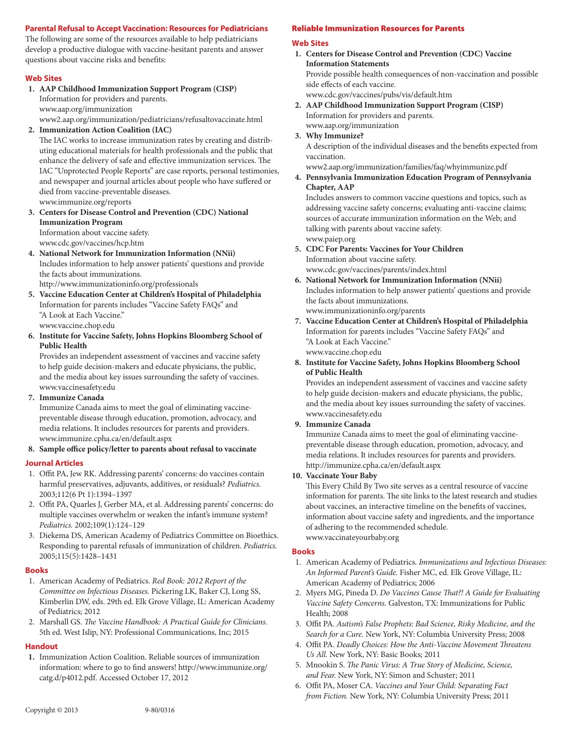## Parental Refusal to Accept Vaccination: Resources for Pediatricians

The following are some of the resources available to help pediatricians develop a productive dialogue with vaccine-hesitant parents and answer questions about vaccine risks and benefits:

### Web Sites

1. **AAP Childhood Immunization Support Program (CISP)**
   Information for providers and parents.
   www.aap.org/immunization
   www2.aap.org/immunization/pediatricians/refusaltovaccinate.html
2. **Immunization Action Coalition (IAC)**
   The IAC works to increase immunization rates by creating and distributing educational materials for health professionals and the public that enhance the delivery of safe and effective immunization services. The IAC "Unprotected People Reports" are case reports, personal testimonies, and newspaper and journal articles about people who have suffered or died from vaccine-preventable diseases.
   www.immunize.org/reports
3. **Centers for Disease Control and Prevention (CDC) National Immunization Program**
   Information about vaccine safety.
   www.cdc.gov/vaccines/hcp.htm
4. **National Network for Immunization Information (NNii)**
   Includes information to help answer patients' questions and provide the facts about immunizations.
   http://www.immunizationinfo.org/professionals
5. **Vaccine Education Center at Children's Hospital of Philadelphia**
   Information for parents includes "Vaccine Safety FAQs" and "A Look at Each Vaccine."
   www.vaccine.chop.edu
6. **Institute for Vaccine Safety, Johns Hopkins Bloomberg School of Public Health**
   Provides an independent assessment of vaccines and vaccine safety to help guide decision-makers and educate physicians, the public, and the media about key issues surrounding the safety of vaccines.
   www.vaccinesafety.edu
7. **Immunize Canada**
   Immunize Canada aims to meet the goal of eliminating vaccine-preventable disease through education, promotion, advocacy, and media relations. It includes resources for parents and providers.
   www.immunize.cpha.ca/en/default.aspx
8. **Sample office policy/letter to parents about refusal to vaccinate**

### Journal Articles

1. Offit PA, Jew RK. Addressing parents' concerns: do vaccines contain harmful preservatives, adjuvants, additives, or residuals? *Pediatrics.* 2003;112(6 Pt 1):1394–1397
2. Offit PA, Quarles J, Gerber MA, et al. Addressing parents' concerns: do multiple vaccines overwhelm or weaken the infant's immune system? *Pediatrics.* 2002;109(1):124–129
3. Diekema DS, American Academy of Pediatrics Committee on Bioethics. Responding to parental refusals of immunization of children. *Pediatrics.* 2005;115(5):1428–1431

### Books

1. American Academy of Pediatrics. *Red Book: 2012 Report of the Committee on Infectious Diseases.* Pickering LK, Baker CJ, Long SS, Kimberlin DW, eds. 29th ed. Elk Grove Village, IL: American Academy of Pediatrics; 2012
2. Marshall GS. *The Vaccine Handbook: A Practical Guide for Clinicians.* 5th ed. West Islip, NY: Professional Communications, Inc; 2015

### Handout

1. Immunization Action Coalition. Reliable sources of immunization information: where to go to find answers! http://www.immunize.org/catg.d/p4012.pdf. Accessed October 17, 2012

## Reliable Immunization Resources for Parents

### Web Sites

1. **Centers for Disease Control and Prevention (CDC) Vaccine Information Statements**
   Provide possible health consequences of non-vaccination and possible side effects of each vaccine.
   www.cdc.gov/vaccines/pubs/vis/default.htm
2. **AAP Childhood Immunization Support Program (CISP)**
   Information for providers and parents.
   www.aap.org/immunization
3. **Why Immunize?**
   A description of the individual diseases and the benefits expected from vaccination.
   www2.aap.org/immunization/families/faq/whyimmunize.pdf
4. **Pennsylvania Immunization Education Program of Pennsylvania Chapter, AAP**
   Includes answers to common vaccine questions and topics, such as addressing vaccine safety concerns; evaluating anti-vaccine claims; sources of accurate immunization information on the Web; and talking with parents about vaccine safety.
   www.paiep.org
5. **CDC For Parents: Vaccines for Your Children**
   Information about vaccine safety.
   www.cdc.gov/vaccines/parents/index.html
6. **National Network for Immunization Information (NNii)**
   Includes information to help answer patients' questions and provide the facts about immunizations.
   www.immunizationinfo.org/parents
7. **Vaccine Education Center at Children's Hospital of Philadelphia**
   Information for parents includes "Vaccine Safety FAQs" and "A Look at Each Vaccine."
   www.vaccine.chop.edu
8. **Institute for Vaccine Safety, Johns Hopkins Bloomberg School of Public Health**
   Provides an independent assessment of vaccines and vaccine safety to help guide decision-makers and educate physicians, the public, and the media about key issues surrounding the safety of vaccines.
   www.vaccinesafety.edu
9. **Immunize Canada**
   Immunize Canada aims to meet the goal of eliminating vaccine-preventable disease through education, promotion, advocacy, and media relations. It includes resources for parents and providers.
   http://immunize.cpha.ca/en/default.aspx
10. **Vaccinate Your Baby**
    This Every Child By Two site serves as a central resource of vaccine information for parents. The site links to the latest research and studies about vaccines, an interactive timeline on the benefits of vaccines, information about vaccine safety and ingredients, and the importance of adhering to the recommended schedule.
    www.vaccinateyourbaby.org

### Books

1. American Academy of Pediatrics. *Immunizations and Infectious Diseases: An Informed Parent's Guide.* Fisher MC, ed. Elk Grove Village, IL: American Academy of Pediatrics; 2006
2. Myers MG, Pineda D. *Do Vaccines Cause That?! A Guide for Evaluating Vaccine Safety Concerns.* Galveston, TX: Immunizations for Public Health; 2008
3. Offit PA. *Autism's False Prophets: Bad Science, Risky Medicine, and the Search for a Cure.* New York, NY: Columbia University Press; 2008
4. Offit PA. *Deadly Choices: How the Anti-Vaccine Movement Threatens Us All.* New York, NY: Basic Books; 2011
5. Mnookin S. *The Panic Virus: A True Story of Medicine, Science, and Fear.* New York, NY: Simon and Schuster; 2011
6. Offit PA, Moser CA. *Vaccines and Your Child: Separating Fact from Fiction.* New York, NY: Columbia University Press; 2011

Copyright © 2013 9-80/0316